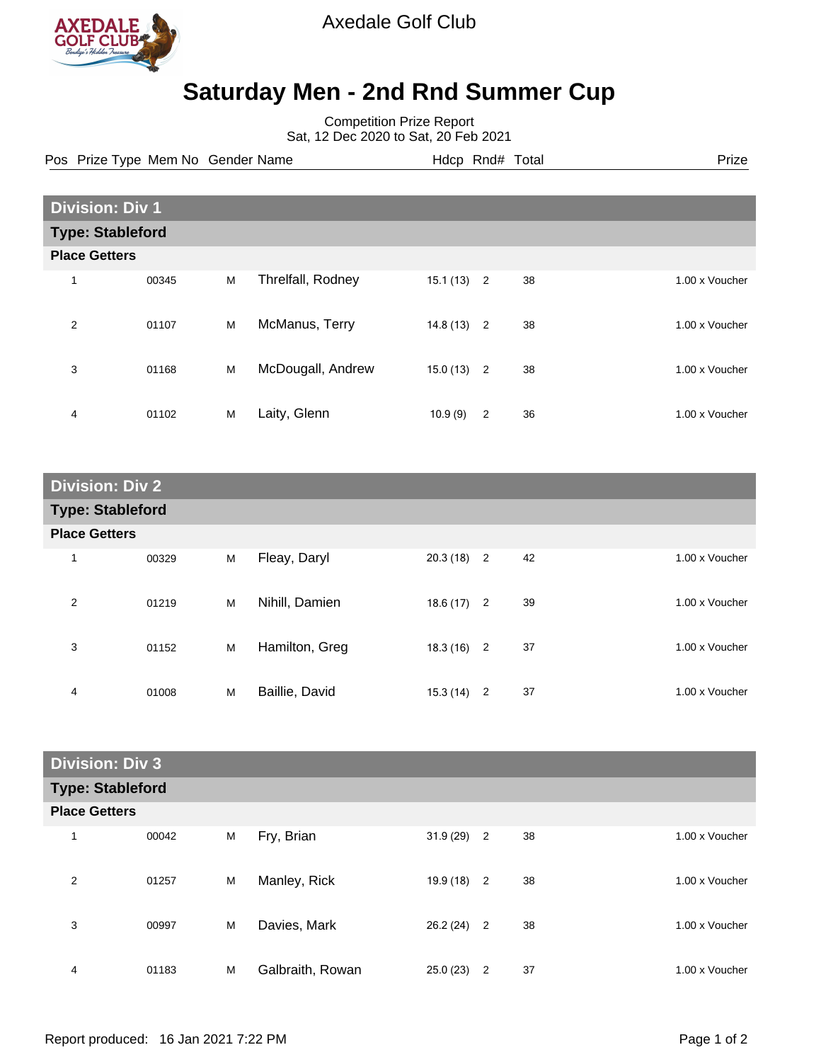Axedale Golf Club

# Saturday Men - 2nd Rnd Summer Cup

Competition Prize Report
Sat, 12 Dec 2020 to Sat, 20 Feb 2021

## Division: Div 1

### Type: Stableford

**Place Getters**

| Pos | Prize Type | Mem No | Gender | Name | Hdcp | Rnd# | Total | Prize |
|---|---|---|---|---|---|---|---|---|
| 1 | | 00345 | M | Threlfall, Rodney | 15.1 (13) | 2 | 38 | 1.00 x Voucher |
| 2 | | 01107 | M | McManus, Terry | 14.8 (13) | 2 | 38 | 1.00 x Voucher |
| 3 | | 01168 | M | McDougall, Andrew | 15.0 (13) | 2 | 38 | 1.00 x Voucher |
| 4 | | 01102 | M | Laity, Glenn | 10.9 (9) | 2 | 36 | 1.00 x Voucher |

## Division: Div 2

### Type: Stableford

**Place Getters**

| Pos | Prize Type | Mem No | Gender | Name | Hdcp | Rnd# | Total | Prize |
|---|---|---|---|---|---|---|---|---|
| 1 | | 00329 | M | Fleay, Daryl | 20.3 (18) | 2 | 42 | 1.00 x Voucher |
| 2 | | 01219 | M | Nihill, Damien | 18.6 (17) | 2 | 39 | 1.00 x Voucher |
| 3 | | 01152 | M | Hamilton, Greg | 18.3 (16) | 2 | 37 | 1.00 x Voucher |
| 4 | | 01008 | M | Baillie, David | 15.3 (14) | 2 | 37 | 1.00 x Voucher |

## Division: Div 3

### Type: Stableford

**Place Getters**

| Pos | Prize Type | Mem No | Gender | Name | Hdcp | Rnd# | Total | Prize |
|---|---|---|---|---|---|---|---|---|
| 1 | | 00042 | M | Fry, Brian | 31.9 (29) | 2 | 38 | 1.00 x Voucher |
| 2 | | 01257 | M | Manley, Rick | 19.9 (18) | 2 | 38 | 1.00 x Voucher |
| 3 | | 00997 | M | Davies, Mark | 26.2 (24) | 2 | 38 | 1.00 x Voucher |
| 4 | | 01183 | M | Galbraith, Rowan | 25.0 (23) | 2 | 37 | 1.00 x Voucher |

Report produced: 16 Jan 2021 7:22 PM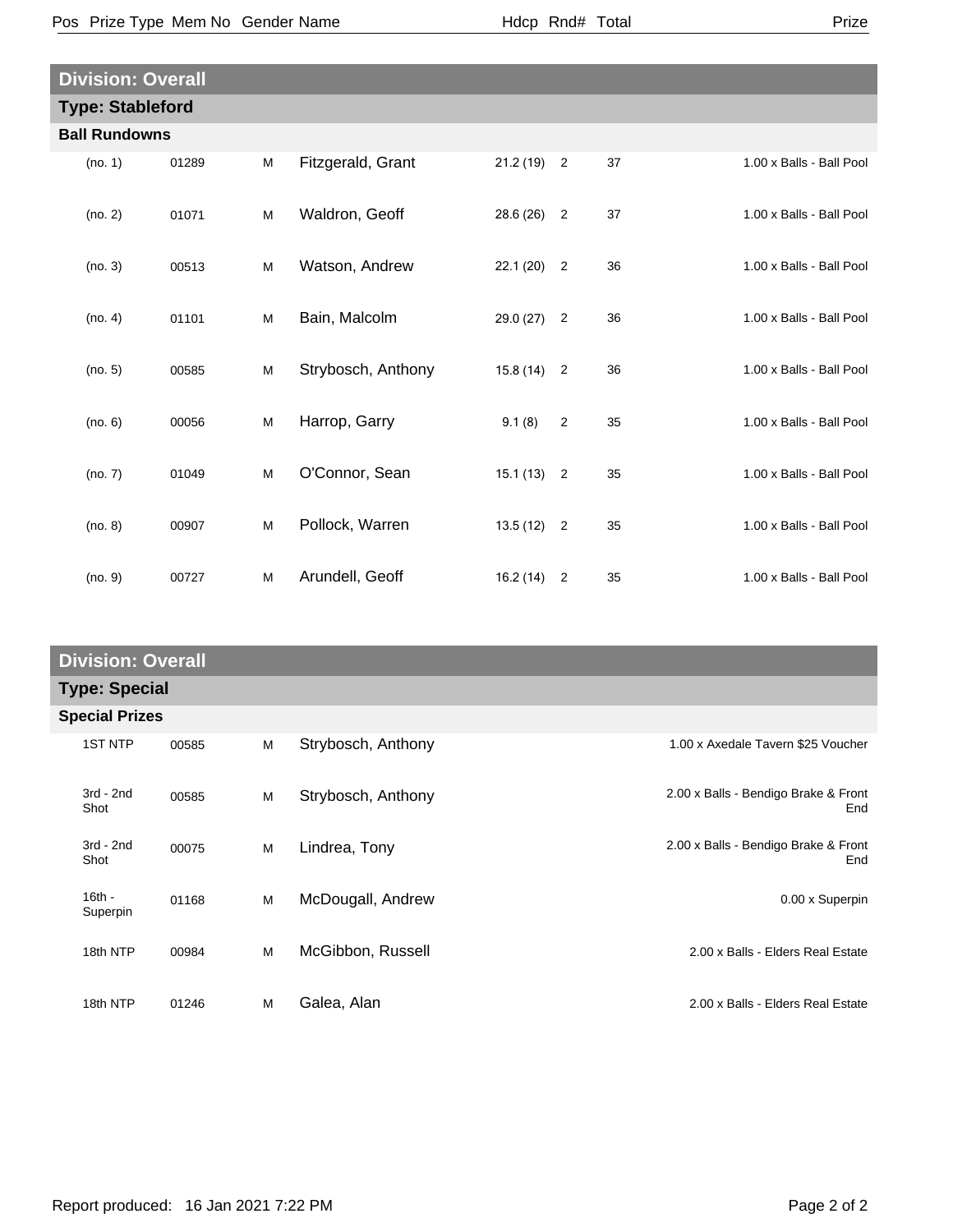| Pos | Prize Type | Mem No | Gender | Name | Hdcp | Rnd# | Total | Prize |
|---|---|---|---|---|---|---|---|---|

## Division: Overall

### Type: Stableford

#### Ball Rundowns

| Pos | Prize Type | Mem No | Gender | Name | Hdcp | Rnd# | Total | Prize |
|---|---|---|---|---|---|---|---|---|
| (no. 1) | | 01289 | M | Fitzgerald, Grant | 21.2 (19) | 2 | 37 | 1.00 x Balls - Ball Pool |
| (no. 2) | | 01071 | M | Waldron, Geoff | 28.6 (26) | 2 | 37 | 1.00 x Balls - Ball Pool |
| (no. 3) | | 00513 | M | Watson, Andrew | 22.1 (20) | 2 | 36 | 1.00 x Balls - Ball Pool |
| (no. 4) | | 01101 | M | Bain, Malcolm | 29.0 (27) | 2 | 36 | 1.00 x Balls - Ball Pool |
| (no. 5) | | 00585 | M | Strybosch, Anthony | 15.8 (14) | 2 | 36 | 1.00 x Balls - Ball Pool |
| (no. 6) | | 00056 | M | Harrop, Garry | 9.1 (8) | 2 | 35 | 1.00 x Balls - Ball Pool |
| (no. 7) | | 01049 | M | O'Connor, Sean | 15.1 (13) | 2 | 35 | 1.00 x Balls - Ball Pool |
| (no. 8) | | 00907 | M | Pollock, Warren | 13.5 (12) | 2 | 35 | 1.00 x Balls - Ball Pool |
| (no. 9) | | 00727 | M | Arundell, Geoff | 16.2 (14) | 2 | 35 | 1.00 x Balls - Ball Pool |

## Division: Overall

### Type: Special

#### Special Prizes

| Prize Type | Mem No | Gender | Name | Prize |
|---|---|---|---|---|
| 1ST NTP | 00585 | M | Strybosch, Anthony | 1.00 x Axedale Tavern $25 Voucher |
| 3rd - 2nd Shot | 00585 | M | Strybosch, Anthony | 2.00 x Balls - Bendigo Brake & Front End |
| 3rd - 2nd Shot | 00075 | M | Lindrea, Tony | 2.00 x Balls - Bendigo Brake & Front End |
| 16th - Superpin | 01168 | M | McDougall, Andrew | 0.00 x Superpin |
| 18th NTP | 00984 | M | McGibbon, Russell | 2.00 x Balls - Elders Real Estate |
| 18th NTP | 01246 | M | Galea, Alan | 2.00 x Balls - Elders Real Estate |

Report produced: 16 Jan 2021 7:22 PM